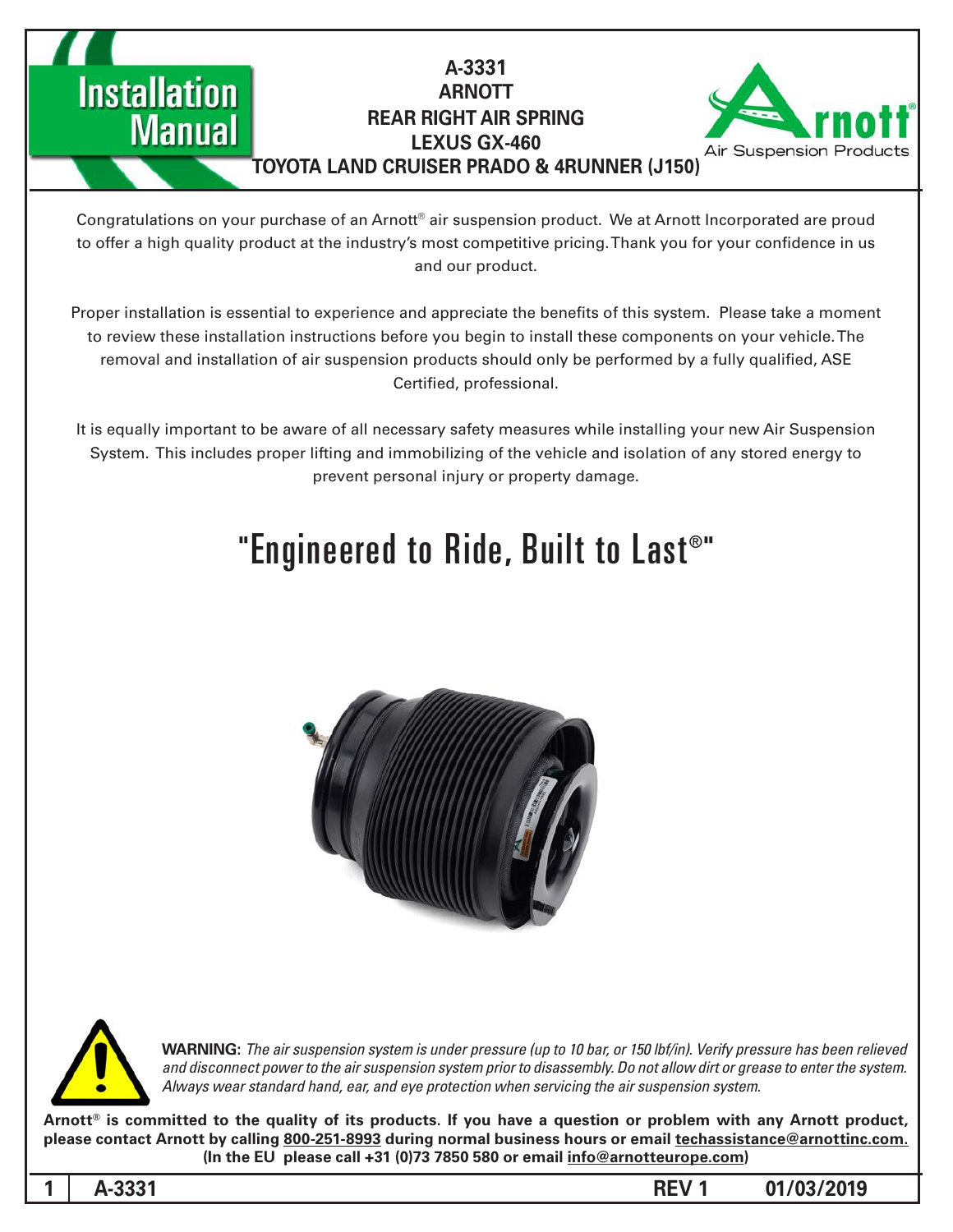# Installation Manual

**A-3331**
**ARNOTT**
**REAR RIGHT AIR SPRING**
**LEXUS GX-460**
**TOYOTA LAND CRUISER PRADO & 4RUNNER (J150)**

Arnott® Air Suspension Products

Congratulations on your purchase of an Arnott® air suspension product. We at Arnott Incorporated are proud to offer a high quality product at the industry's most competitive pricing. Thank you for your confidence in us and our product.

Proper installation is essential to experience and appreciate the benefits of this system. Please take a moment to review these installation instructions before you begin to install these components on your vehicle. The removal and installation of air suspension products should only be performed by a fully qualified, ASE Certified, professional.

It is equally important to be aware of all necessary safety measures while installing your new Air Suspension System. This includes proper lifting and immobilizing of the vehicle and isolation of any stored energy to prevent personal injury or property damage.

## "Engineered to Ride, Built to Last®"

**WARNING:** *The air suspension system is under pressure (up to 10 bar, or 150 lbf/in). Verify pressure has been relieved and disconnect power to the air suspension system prior to disassembly. Do not allow dirt or grease to enter the system. Always wear standard hand, ear, and eye protection when servicing the air suspension system.*

**Arnott® is committed to the quality of its products. If you have a question or problem with any Arnott product, please contact Arnott by calling 800-251-8993 during normal business hours or email techassistance@arnottinc.com. (In the EU please call +31 (0)73 7850 580 or email info@arnotteurope.com)**

**A-3331 REV 1 01/03/2019**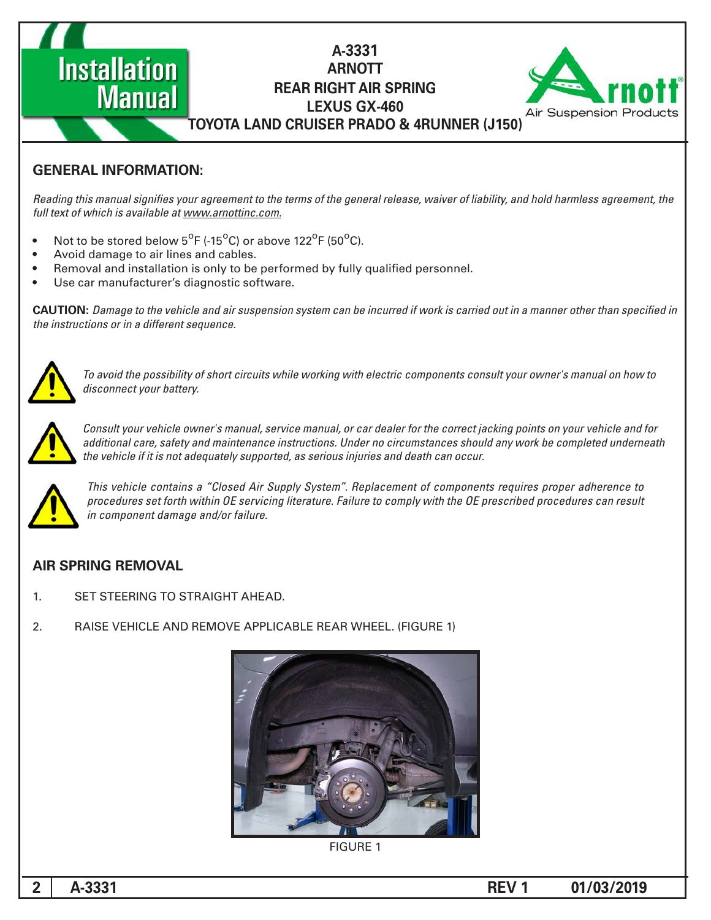# A-3331
# ARNOTT
# REAR RIGHT AIR SPRING
# LEXUS GX-460
# TOYOTA LAND CRUISER PRADO & 4RUNNER (J150)

## GENERAL INFORMATION:

*Reading this manual signifies your agreement to the terms of the general release, waiver of liability, and hold harmless agreement, the full text of which is available at www.arnottinc.com.*

- Not to be stored below $5^{o}$F (-$15^{o}$C) or above $122^{o}$F ($50^{o}$C).
- Avoid damage to air lines and cables.
- Removal and installation is only to be performed by fully qualified personnel.
- Use car manufacturer's diagnostic software.

**CAUTION:** *Damage to the vehicle and air suspension system can be incurred if work is carried out in a manner other than specified in the instructions or in a different sequence.*

*To avoid the possibility of short circuits while working with electric components consult your owner's manual on how to disconnect your battery.*

*Consult your vehicle owner's manual, service manual, or car dealer for the correct jacking points on your vehicle and for additional care, safety and maintenance instructions. Under no circumstances should any work be completed underneath the vehicle if it is not adequately supported, as serious injuries and death can occur.*

*This vehicle contains a "Closed Air Supply System". Replacement of components requires proper adherence to procedures set forth within OE servicing literature. Failure to comply with the OE prescribed procedures can result in component damage and/or failure.*

## AIR SPRING REMOVAL

1. SET STEERING TO STRAIGHT AHEAD.
2. RAISE VEHICLE AND REMOVE APPLICABLE REAR WHEEL. (FIGURE 1)

FIGURE 1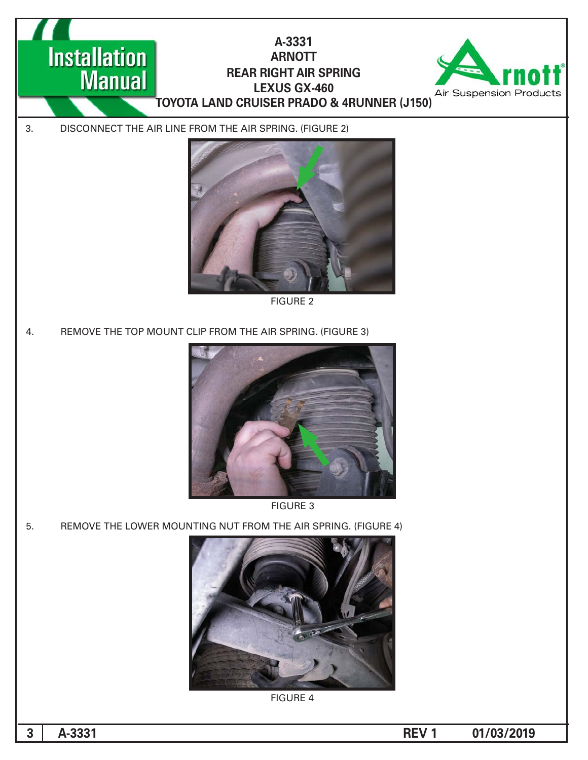3. DISCONNECT THE AIR LINE FROM THE AIR SPRING. (FIGURE 2)

FIGURE 2

4. REMOVE THE TOP MOUNT CLIP FROM THE AIR SPRING. (FIGURE 3)

FIGURE 3

5. REMOVE THE LOWER MOUNTING NUT FROM THE AIR SPRING. (FIGURE 4)

FIGURE 4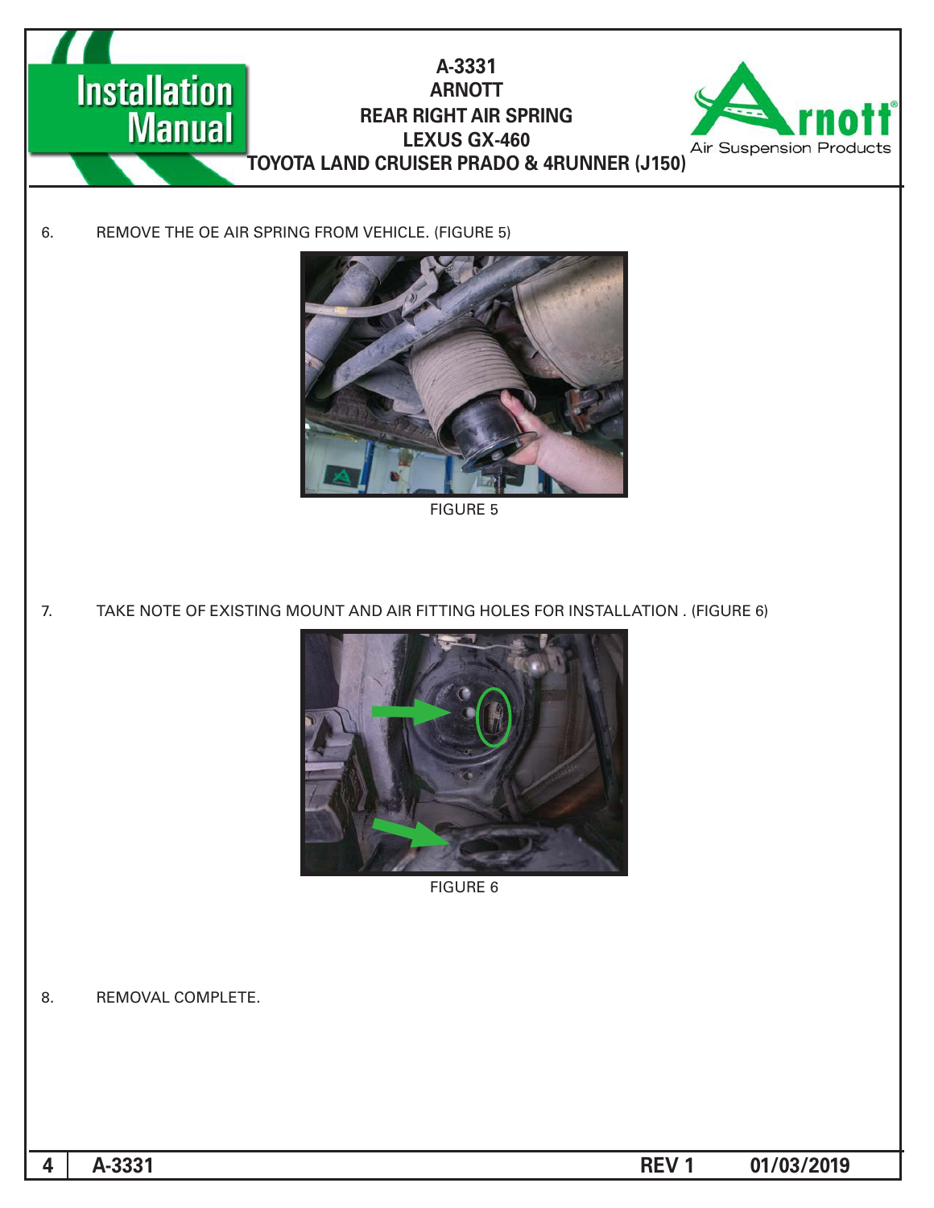6. REMOVE THE OE AIR SPRING FROM VEHICLE. (FIGURE 5)

FIGURE 5

7. TAKE NOTE OF EXISTING MOUNT AND AIR FITTING HOLES FOR INSTALLATION . (FIGURE 6)

FIGURE 6

8. REMOVAL COMPLETE.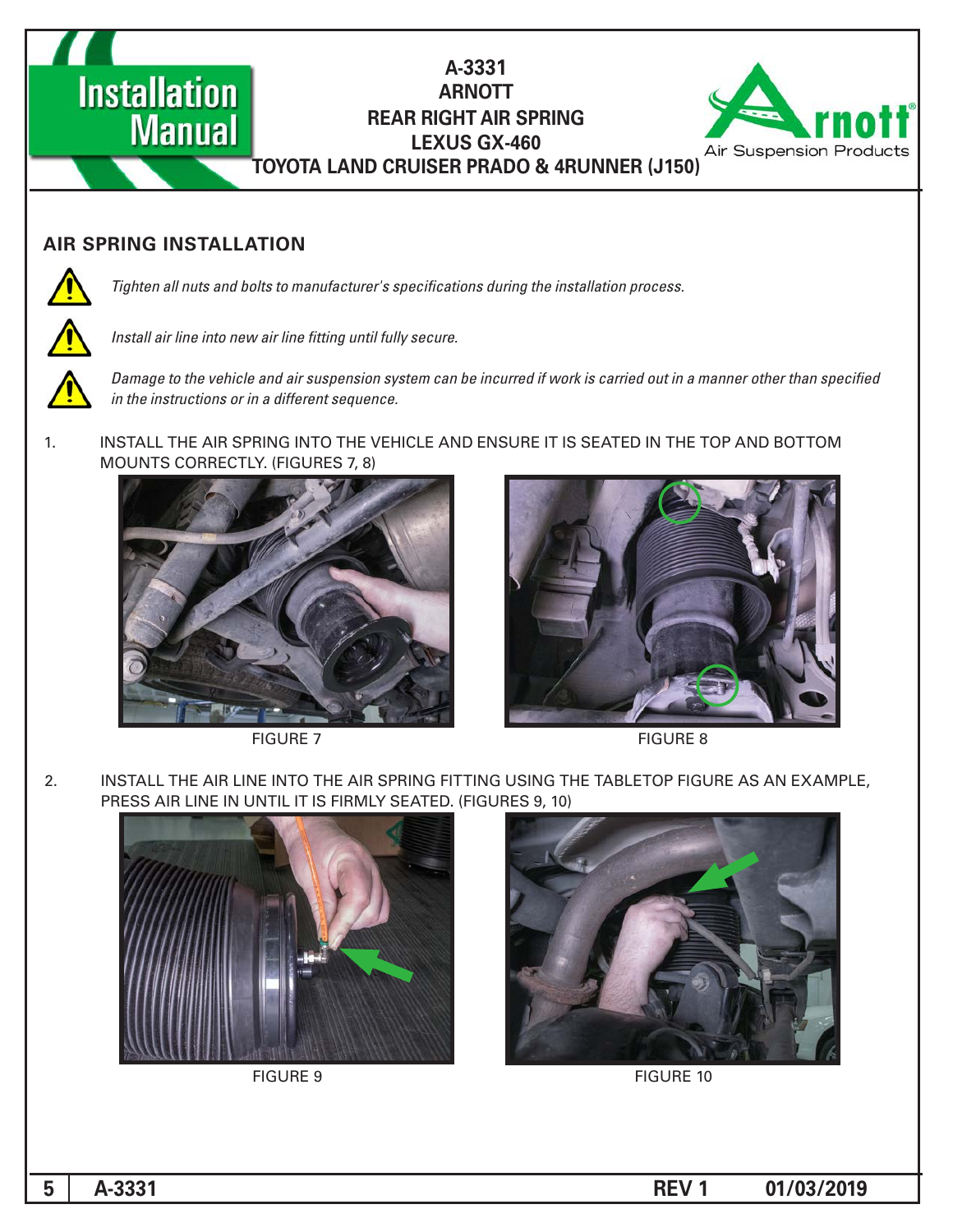## AIR SPRING INSTALLATION

*Tighten all nuts and bolts to manufacturer's specifications during the installation process.*

*Install air line into new air line fitting until fully secure.*

*Damage to the vehicle and air suspension system can be incurred if work is carried out in a manner other than specified in the instructions or in a different sequence.*

1. INSTALL THE AIR SPRING INTO THE VEHICLE AND ENSURE IT IS SEATED IN THE TOP AND BOTTOM MOUNTS CORRECTLY. (FIGURES 7, 8)

FIGURE 7

FIGURE 8

2. INSTALL THE AIR LINE INTO THE AIR SPRING FITTING USING THE TABLETOP FIGURE AS AN EXAMPLE, PRESS AIR LINE IN UNTIL IT IS FIRMLY SEATED. (FIGURES 9, 10)

FIGURE 9

FIGURE 10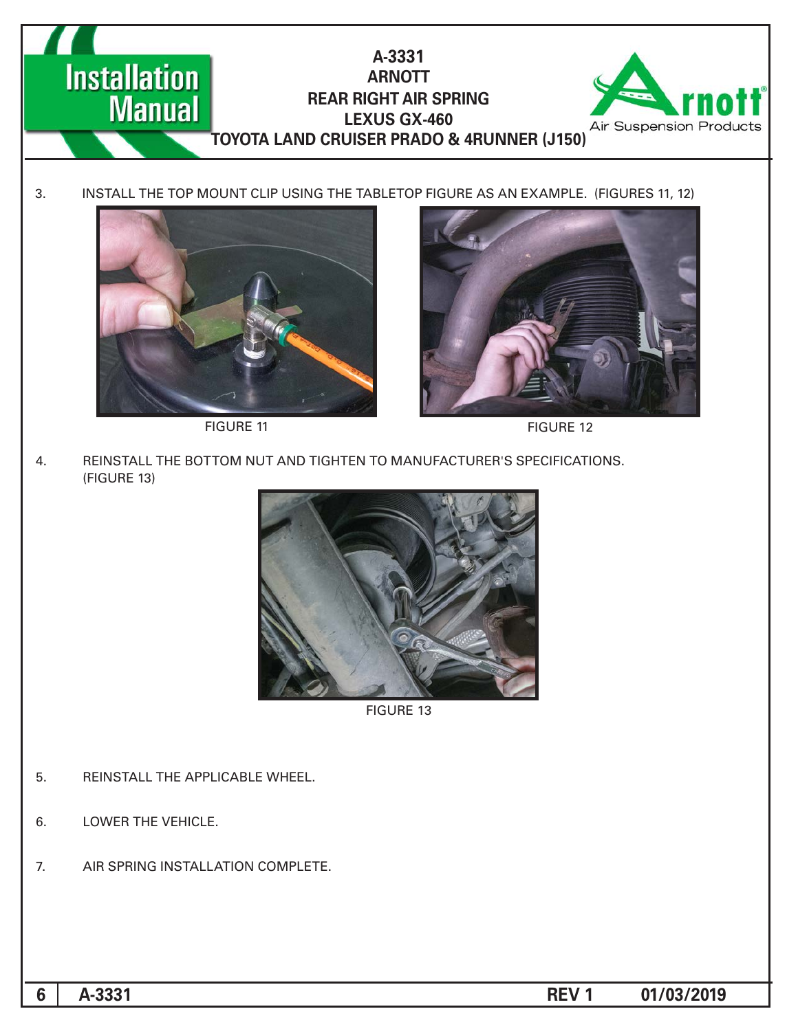3. INSTALL THE TOP MOUNT CLIP USING THE TABLETOP FIGURE AS AN EXAMPLE. (FIGURES 11, 12)

FIGURE 11

FIGURE 12

4. REINSTALL THE BOTTOM NUT AND TIGHTEN TO MANUFACTURER'S SPECIFICATIONS. (FIGURE 13)

FIGURE 13

5. REINSTALL THE APPLICABLE WHEEL.

6. LOWER THE VEHICLE.

7. AIR SPRING INSTALLATION COMPLETE.